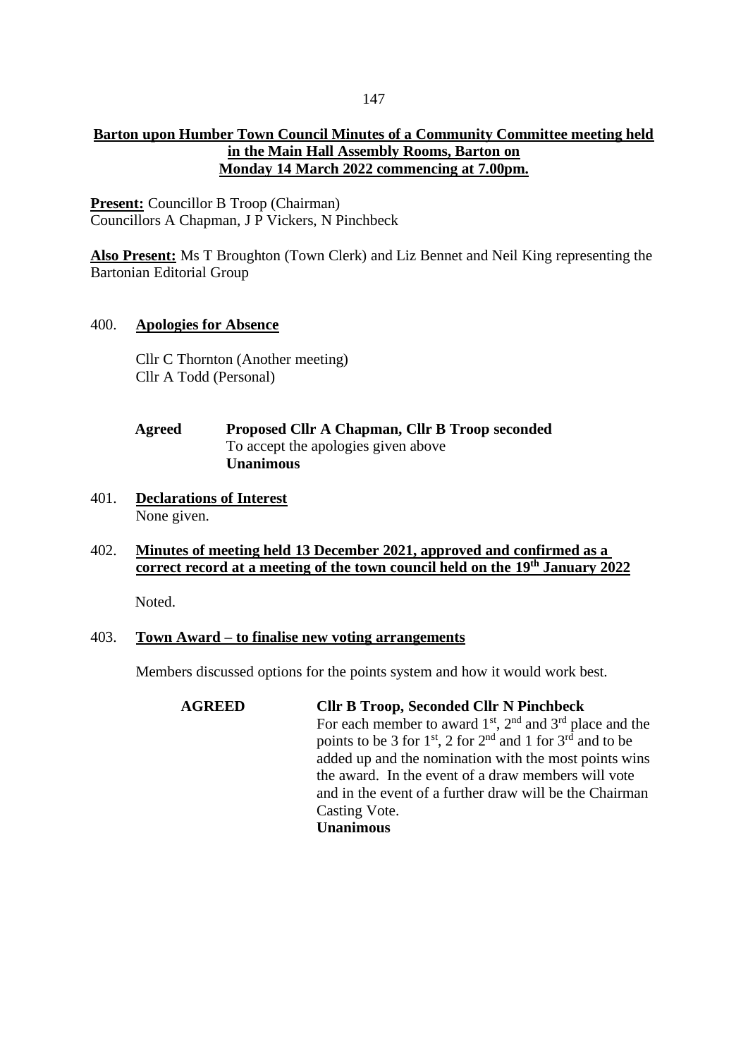**Barton upon Humber Town Council Minutes of a Community Committee meeting held in the Main Hall Assembly Rooms, Barton on Monday 14 March 2022 commencing at 7.00pm.**

**Present:** Councillor B Troop (Chairman)
Councillors A Chapman, J P Vickers, N Pinchbeck

**Also Present:** Ms T Broughton (Town Clerk) and Liz Bennet and Neil King representing the Bartonian Editorial Group

400. **Apologies for Absence**

Cllr C Thornton (Another meeting)
Cllr A Todd (Personal)

**Agreed** **Proposed Cllr A Chapman, Cllr B Troop seconded**
To accept the apologies given above
**Unanimous**

401. **Declarations of Interest**
None given.

402. **Minutes of meeting held 13 December 2021, approved and confirmed as a correct record at a meeting of the town council held on the 19th January 2022**

Noted.

403. **Town Award – to finalise new voting arrangements**

Members discussed options for the points system and how it would work best.

**AGREED** **Cllr B Troop, Seconded Cllr N Pinchbeck**
For each member to award 1st, 2nd and 3rd place and the points to be 3 for 1st, 2 for 2nd and 1 for 3rd and to be added up and the nomination with the most points wins the award. In the event of a draw members will vote and in the event of a further draw will be the Chairman Casting Vote.
**Unanimous**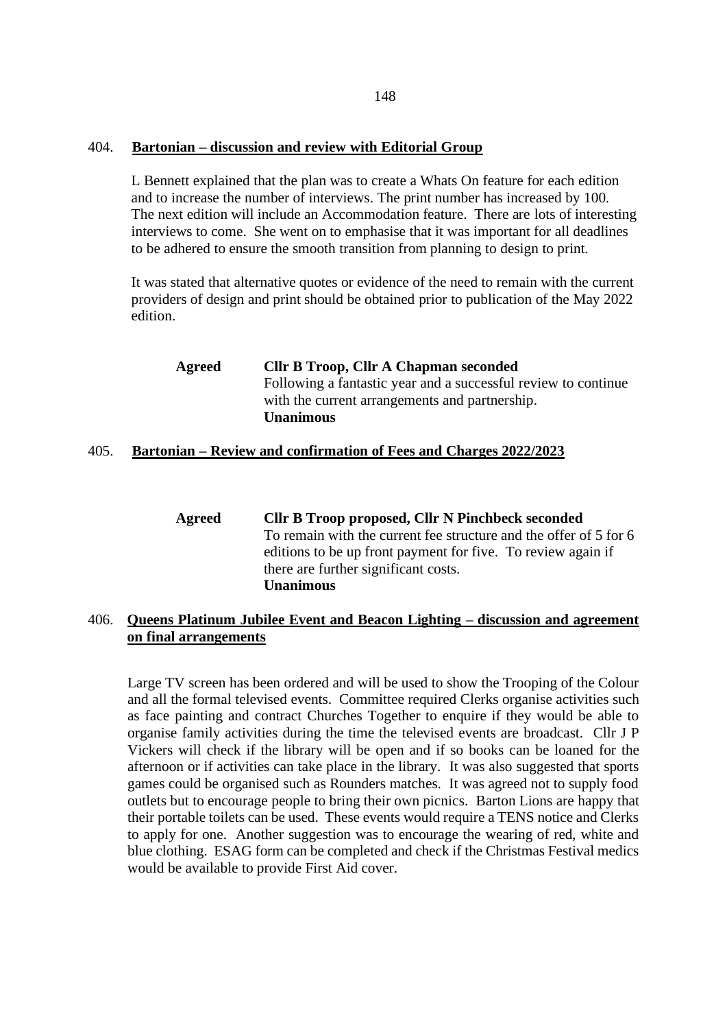404. **Bartonian – discussion and review with Editorial Group**

L Bennett explained that the plan was to create a Whats On feature for each edition and to increase the number of interviews. The print number has increased by 100. The next edition will include an Accommodation feature. There are lots of interesting interviews to come. She went on to emphasise that it was important for all deadlines to be adhered to ensure the smooth transition from planning to design to print.

It was stated that alternative quotes or evidence of the need to remain with the current providers of design and print should be obtained prior to publication of the May 2022 edition.

**Agreed** **Cllr B Troop, Cllr A Chapman seconded**
Following a fantastic year and a successful review to continue with the current arrangements and partnership.
**Unanimous**

405. **Bartonian – Review and confirmation of Fees and Charges 2022/2023**

**Agreed** **Cllr B Troop proposed, Cllr N Pinchbeck seconded**
To remain with the current fee structure and the offer of 5 for 6 editions to be up front payment for five. To review again if there are further significant costs.
**Unanimous**

406. **Queens Platinum Jubilee Event and Beacon Lighting – discussion and agreement on final arrangements**

Large TV screen has been ordered and will be used to show the Trooping of the Colour and all the formal televised events. Committee required Clerks organise activities such as face painting and contract Churches Together to enquire if they would be able to organise family activities during the time the televised events are broadcast. Cllr J P Vickers will check if the library will be open and if so books can be loaned for the afternoon or if activities can take place in the library. It was also suggested that sports games could be organised such as Rounders matches. It was agreed not to supply food outlets but to encourage people to bring their own picnics. Barton Lions are happy that their portable toilets can be used. These events would require a TENS notice and Clerks to apply for one. Another suggestion was to encourage the wearing of red, white and blue clothing. ESAG form can be completed and check if the Christmas Festival medics would be available to provide First Aid cover.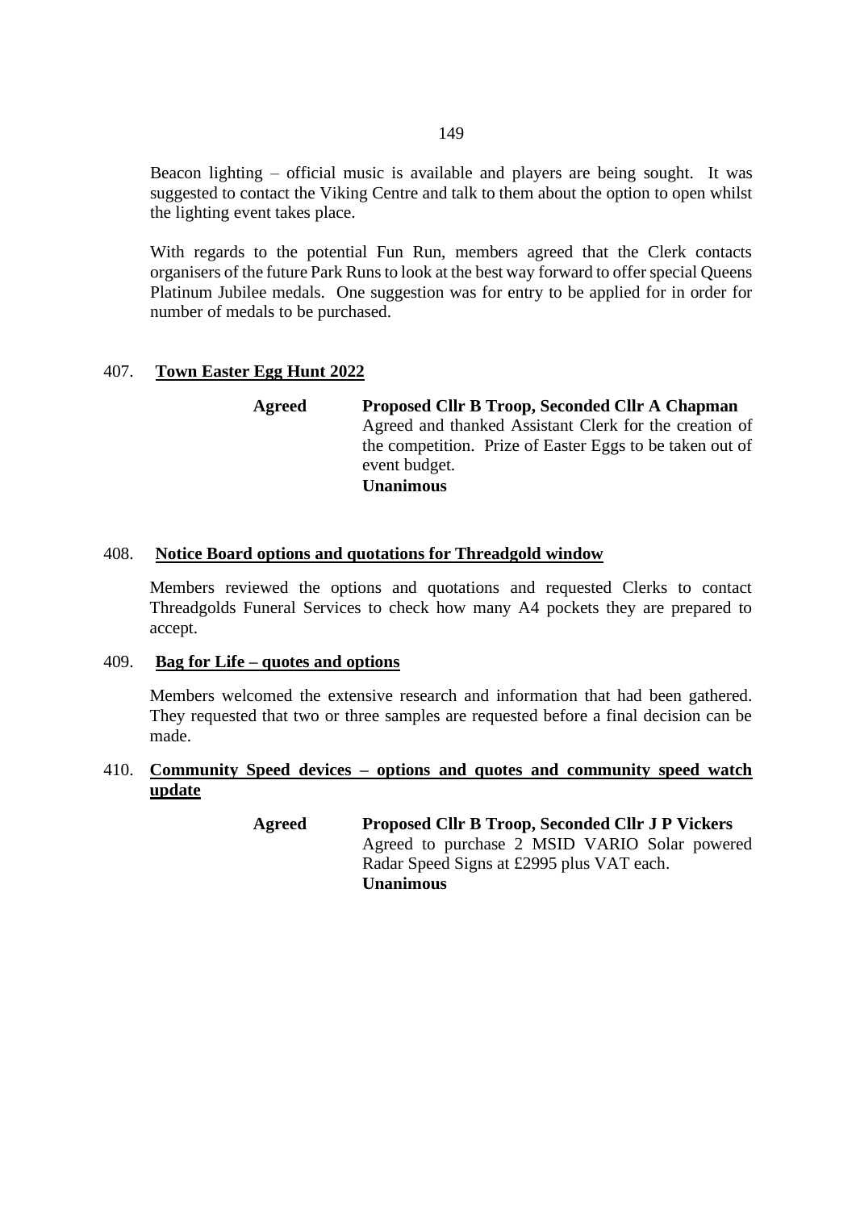Beacon lighting – official music is available and players are being sought. It was suggested to contact the Viking Centre and talk to them about the option to open whilst the lighting event takes place.

With regards to the potential Fun Run, members agreed that the Clerk contacts organisers of the future Park Runs to look at the best way forward to offer special Queens Platinum Jubilee medals. One suggestion was for entry to be applied for in order for number of medals to be purchased.

407. **Town Easter Egg Hunt 2022**

**Agreed** **Proposed Cllr B Troop, Seconded Cllr A Chapman**
Agreed and thanked Assistant Clerk for the creation of the competition. Prize of Easter Eggs to be taken out of event budget.
**Unanimous**

408. **Notice Board options and quotations for Threadgold window**

Members reviewed the options and quotations and requested Clerks to contact Threadgolds Funeral Services to check how many A4 pockets they are prepared to accept.

409. **Bag for Life – quotes and options**

Members welcomed the extensive research and information that had been gathered. They requested that two or three samples are requested before a final decision can be made.

410. **Community Speed devices – options and quotes and community speed watch update**

**Agreed** **Proposed Cllr B Troop, Seconded Cllr J P Vickers**
Agreed to purchase 2 MSID VARIO Solar powered Radar Speed Signs at £2995 plus VAT each.
**Unanimous**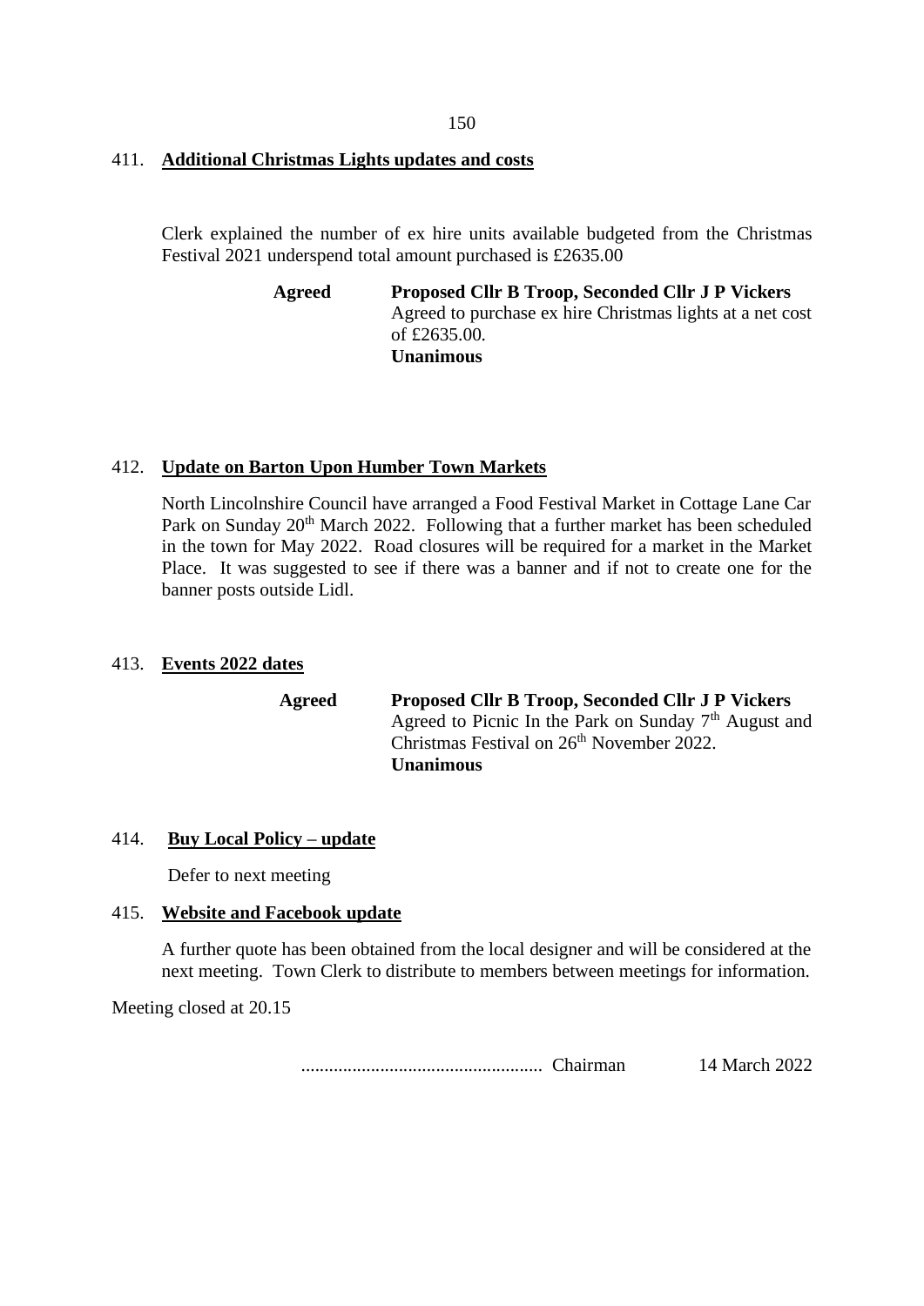## 411. **Additional Christmas Lights updates and costs**

Clerk explained the number of ex hire units available budgeted from the Christmas Festival 2021 underspend total amount purchased is £2635.00

**Agreed** **Proposed Cllr B Troop, Seconded Cllr J P Vickers**
Agreed to purchase ex hire Christmas lights at a net cost of £2635.00.
**Unanimous**

## 412. **Update on Barton Upon Humber Town Markets**

North Lincolnshire Council have arranged a Food Festival Market in Cottage Lane Car Park on Sunday 20th March 2022. Following that a further market has been scheduled in the town for May 2022. Road closures will be required for a market in the Market Place. It was suggested to see if there was a banner and if not to create one for the banner posts outside Lidl.

## 413. **Events 2022 dates**

**Agreed** **Proposed Cllr B Troop, Seconded Cllr J P Vickers**
Agreed to Picnic In the Park on Sunday 7th August and Christmas Festival on 26th November 2022.
**Unanimous**

## 414. **Buy Local Policy – update**

Defer to next meeting

## 415. **Website and Facebook update**

A further quote has been obtained from the local designer and will be considered at the next meeting. Town Clerk to distribute to members between meetings for information.

Meeting closed at 20.15

.................................................... Chairman 14 March 2022